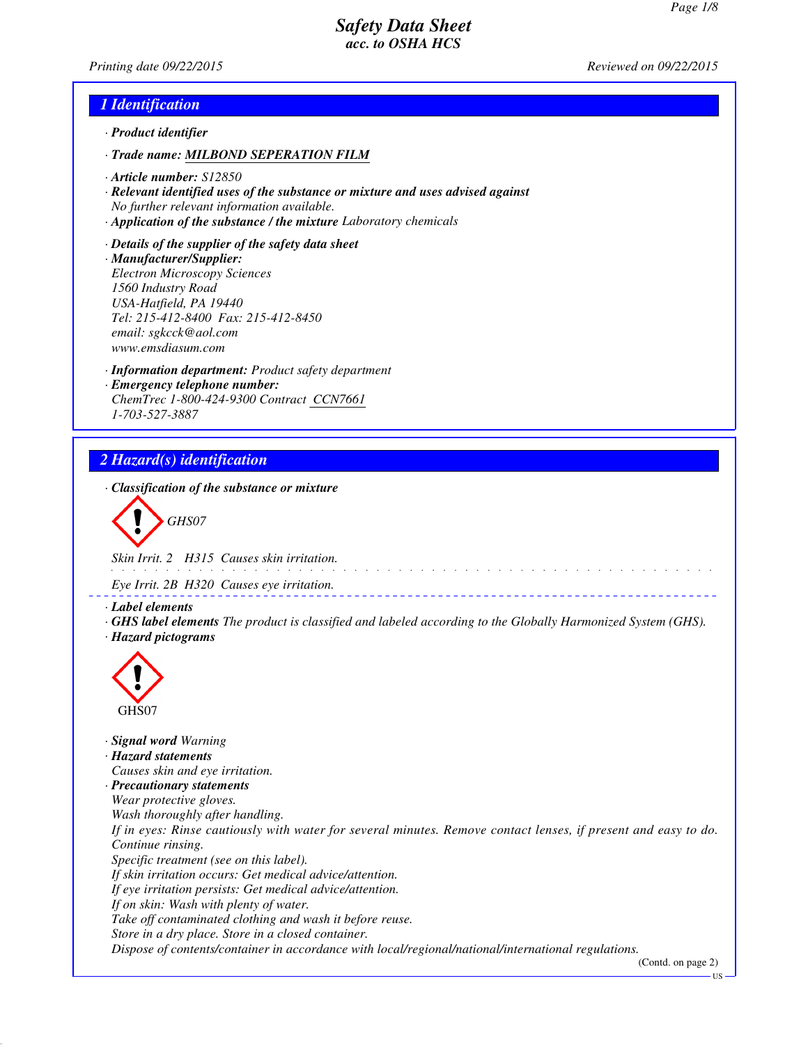# Safety Data Sheet
## acc. to OSHA HCS

Printing date 09/22/2015 Reviewed on 09/22/2015

## 1 Identification

· **Product identifier**

· **Trade name:** **MILBOND SEPERATION FILM**

· **Article number:** S12850

· **Relevant identified uses of the substance or mixture and uses advised against**
No further relevant information available.

· **Application of the substance / the mixture** Laboratory chemicals

· **Details of the supplier of the safety data sheet**

· **Manufacturer/Supplier:**
Electron Microscopy Sciences
1560 Industry Road
USA-Hatfield, PA 19440
Tel: 215-412-8400 Fax: 215-412-8450
email: sgkcck@aol.com
www.emsdiasum.com

· **Information department:** Product safety department

· **Emergency telephone number:**
ChemTrec 1-800-424-9300 Contract CCN7661
1-703-527-3887

## 2 Hazard(s) identification

· **Classification of the substance or mixture**

GHS07

Skin Irrit. 2 H315 Causes skin irritation.

Eye Irrit. 2B H320 Causes eye irritation.

· **Label elements**

· **GHS label elements** The product is classified and labeled according to the Globally Harmonized System (GHS).

· **Hazard pictograms**

GHS07

· **Signal word** Warning

· **Hazard statements**
Causes skin and eye irritation.

· **Precautionary statements**
Wear protective gloves.
Wash thoroughly after handling.
If in eyes: Rinse cautiously with water for several minutes. Remove contact lenses, if present and easy to do. Continue rinsing.
Specific treatment (see on this label).
If skin irritation occurs: Get medical advice/attention.
If eye irritation persists: Get medical advice/attention.
If on skin: Wash with plenty of water.
Take off contaminated clothing and wash it before reuse.
Store in a dry place. Store in a closed container.
Dispose of contents/container in accordance with local/regional/national/international regulations.

(Contd. on page 2)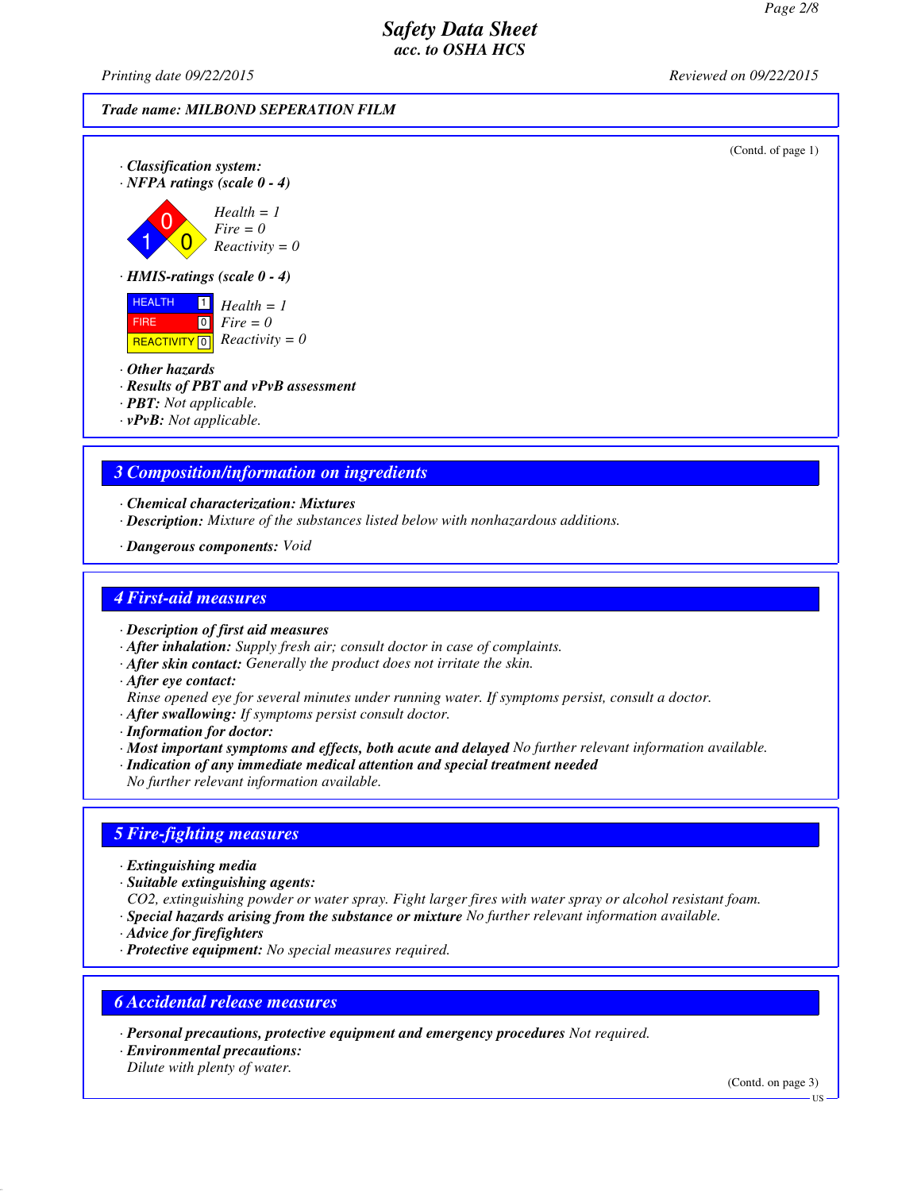*Safety Data Sheet*
*acc. to OSHA HCS*

*Printing date 09/22/2015* *Reviewed on 09/22/2015*

**Trade name: MILBOND SEPERATION FILM**

(Contd. of page 1)

· **Classification system:**
· **NFPA ratings (scale 0 - 4)**

*Health = 1*
*Fire = 0*
*Reactivity = 0*

· **HMIS-ratings (scale 0 - 4)**

| | | |
|---|---|---|
| HEALTH | 1 | *Health = 1* |
| FIRE | 0 | *Fire = 0* |
| REACTIVITY | 0 | *Reactivity = 0* |

· **Other hazards**
· **Results of PBT and vPvB assessment**
· **PBT:** *Not applicable.*
· **vPvB:** *Not applicable.*

## 3 Composition/information on ingredients

· **Chemical characterization: Mixtures**
· **Description:** *Mixture of the substances listed below with nonhazardous additions.*

· **Dangerous components:** *Void*

## 4 First-aid measures

· **Description of first aid measures**
· **After inhalation:** *Supply fresh air; consult doctor in case of complaints.*
· **After skin contact:** *Generally the product does not irritate the skin.*
· **After eye contact:**
*Rinse opened eye for several minutes under running water. If symptoms persist, consult a doctor.*
· **After swallowing:** *If symptoms persist consult doctor.*
· **Information for doctor:**
· **Most important symptoms and effects, both acute and delayed** *No further relevant information available.*
· **Indication of any immediate medical attention and special treatment needed**
*No further relevant information available.*

## 5 Fire-fighting measures

· **Extinguishing media**
· **Suitable extinguishing agents:**
*CO2, extinguishing powder or water spray. Fight larger fires with water spray or alcohol resistant foam.*
· **Special hazards arising from the substance or mixture** *No further relevant information available.*
· **Advice for firefighters**
· **Protective equipment:** *No special measures required.*

## 6 Accidental release measures

· **Personal precautions, protective equipment and emergency procedures** *Not required.*
· **Environmental precautions:**
*Dilute with plenty of water.*

(Contd. on page 3)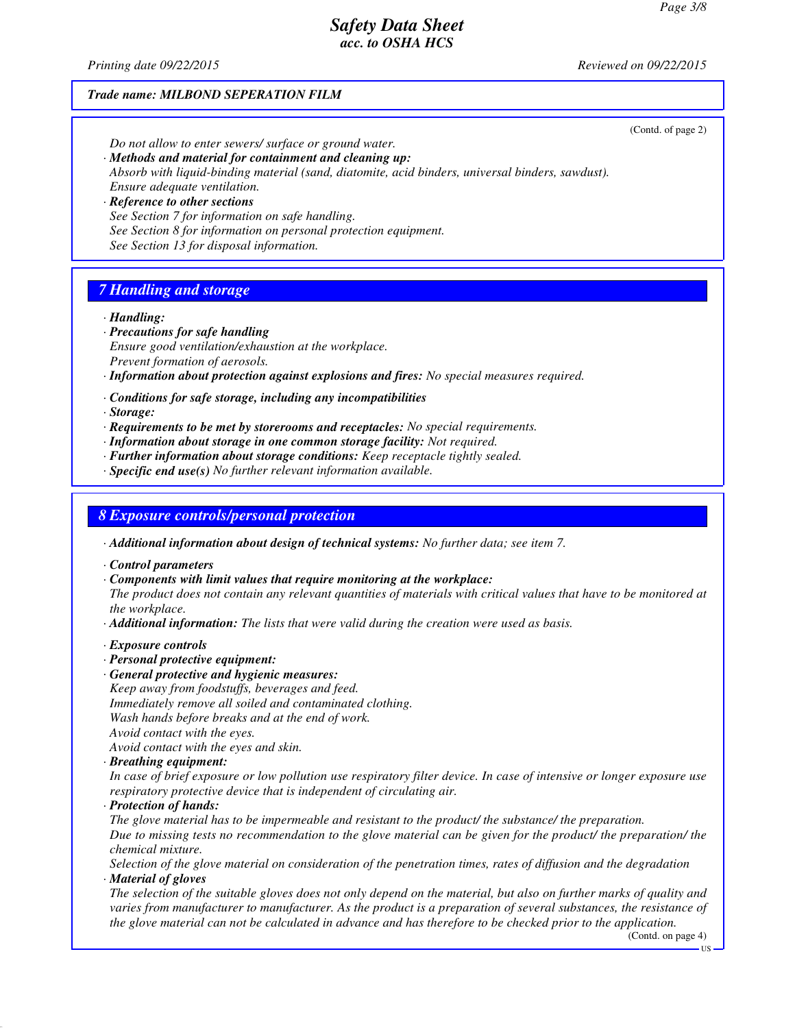*Trade name: MILBOND SEPERATION FILM*

(Contd. of page 2)

*Do not allow to enter sewers/ surface or ground water.*

· ***Methods and material for containment and cleaning up:***
*Absorb with liquid-binding material (sand, diatomite, acid binders, universal binders, sawdust).*
*Ensure adequate ventilation.*

· ***Reference to other sections***
*See Section 7 for information on safe handling.*
*See Section 8 for information on personal protection equipment.*
*See Section 13 for disposal information.*

## 7 Handling and storage

· ***Handling:***

· ***Precautions for safe handling***
*Ensure good ventilation/exhaustion at the workplace.*
*Prevent formation of aerosols.*

· ***Information about protection against explosions and fires:*** *No special measures required.*

· ***Conditions for safe storage, including any incompatibilities***

· ***Storage:***

· ***Requirements to be met by storerooms and receptacles:*** *No special requirements.*

· ***Information about storage in one common storage facility:*** *Not required.*

· ***Further information about storage conditions:*** *Keep receptacle tightly sealed.*

· ***Specific end use(s)*** *No further relevant information available.*

## 8 Exposure controls/personal protection

· ***Additional information about design of technical systems:*** *No further data; see item 7.*

· ***Control parameters***

· ***Components with limit values that require monitoring at the workplace:***
*The product does not contain any relevant quantities of materials with critical values that have to be monitored at the workplace.*

· ***Additional information:*** *The lists that were valid during the creation were used as basis.*

· ***Exposure controls***

· ***Personal protective equipment:***

· ***General protective and hygienic measures:***
*Keep away from foodstuffs, beverages and feed.*
*Immediately remove all soiled and contaminated clothing.*
*Wash hands before breaks and at the end of work.*
*Avoid contact with the eyes.*
*Avoid contact with the eyes and skin.*

· ***Breathing equipment:***
*In case of brief exposure or low pollution use respiratory filter device. In case of intensive or longer exposure use respiratory protective device that is independent of circulating air.*

· ***Protection of hands:***
*The glove material has to be impermeable and resistant to the product/ the substance/ the preparation.*
*Due to missing tests no recommendation to the glove material can be given for the product/ the preparation/ the chemical mixture.*
*Selection of the glove material on consideration of the penetration times, rates of diffusion and the degradation*

· ***Material of gloves***
*The selection of the suitable gloves does not only depend on the material, but also on further marks of quality and varies from manufacturer to manufacturer. As the product is a preparation of several substances, the resistance of the glove material can not be calculated in advance and has therefore to be checked prior to the application.*

(Contd. on page 4)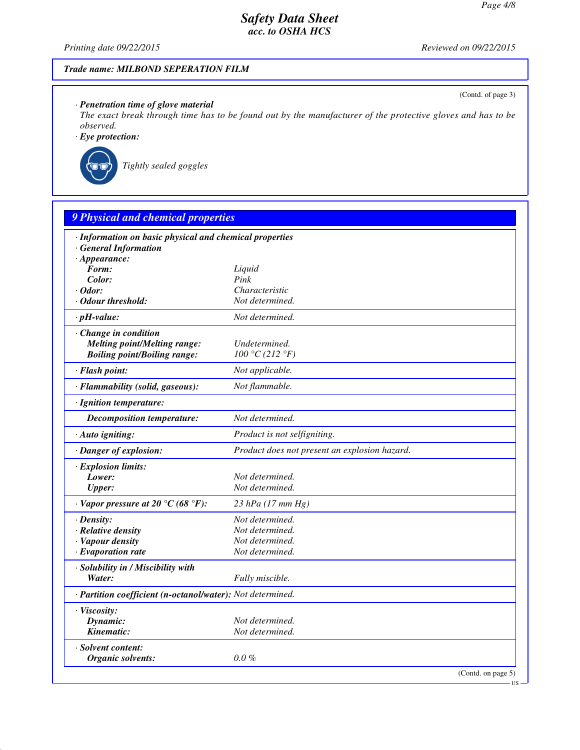**Trade name: MILBOND SEPERATION FILM**

(Contd. of page 3)

· **Penetration time of glove material**
The exact break through time has to be found out by the manufacturer of the protective gloves and has to be observed.

· **Eye protection:**

Tightly sealed goggles

## 9 Physical and chemical properties

| · Information on basic physical and chemical properties | |
|---|---|
| · General Information | |
| · Appearance: | |
| Form: | Liquid |
| Color: | Pink |
| · Odor: | Characteristic |
| · Odour threshold: | Not determined. |
| · pH-value: | Not determined. |
| · Change in condition | |
| Melting point/Melting range: | Undetermined. |
| Boiling point/Boiling range: | 100 °C (212 °F) |
| · Flash point: | Not applicable. |
| · Flammability (solid, gaseous): | Not flammable. |
| · Ignition temperature: | |
| Decomposition temperature: | Not determined. |
| · Auto igniting: | Product is not selfigniting. |
| · Danger of explosion: | Product does not present an explosion hazard. |
| · Explosion limits: | |
| Lower: | Not determined. |
| Upper: | Not determined. |
| · Vapor pressure at 20 °C (68 °F): | 23 hPa (17 mm Hg) |
| · Density: | Not determined. |
| · Relative density | Not determined. |
| · Vapour density | Not determined. |
| · Evaporation rate | Not determined. |
| · Solubility in / Miscibility with | |
| Water: | Fully miscible. |
| · Partition coefficient (n-octanol/water): | Not determined. |
| · Viscosity: | |
| Dynamic: | Not determined. |
| Kinematic: | Not determined. |
| · Solvent content: | |
| Organic solvents: | 0.0 % |

(Contd. on page 5)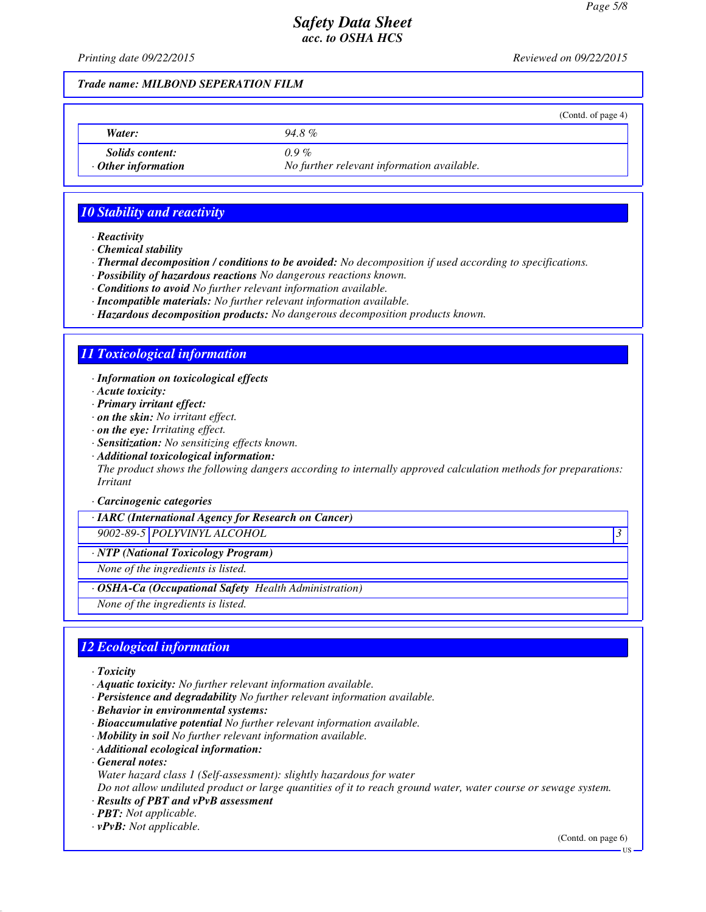Trade name: MILBOND SEPERATION FILM

(Contd. of page 4)

| | |
|---|---|
| **Water:** | 94.8 % |
| **Solids content:** | 0.9 % |
| · **Other information** | No further relevant information available. |

## 10 Stability and reactivity

· **Reactivity**
· **Chemical stability**
· **Thermal decomposition / conditions to be avoided:** No decomposition if used according to specifications.
· **Possibility of hazardous reactions** No dangerous reactions known.
· **Conditions to avoid** No further relevant information available.
· **Incompatible materials:** No further relevant information available.
· **Hazardous decomposition products:** No dangerous decomposition products known.

## 11 Toxicological information

· **Information on toxicological effects**
· **Acute toxicity:**
· **Primary irritant effect:**
· **on the skin:** No irritant effect.
· **on the eye:** Irritating effect.
· **Sensitization:** No sensitizing effects known.
· **Additional toxicological information:**
The product shows the following dangers according to internally approved calculation methods for preparations:
Irritant

· **Carcinogenic categories**

| · **IARC (International Agency for Research on Cancer)** | | |
|---|---|---|
| 9002-89-5 | POLYVINYL ALCOHOL | 3 |

| · **NTP (National Toxicology Program)** |
|---|
| None of the ingredients is listed. |

| · **OSHA-Ca (Occupational Safety Health Administration)** |
|---|
| None of the ingredients is listed. |

## 12 Ecological information

· **Toxicity**
· **Aquatic toxicity:** No further relevant information available.
· **Persistence and degradability** No further relevant information available.
· **Behavior in environmental systems:**
· **Bioaccumulative potential** No further relevant information available.
· **Mobility in soil** No further relevant information available.
· **Additional ecological information:**
· **General notes:**
Water hazard class 1 (Self-assessment): slightly hazardous for water
Do not allow undiluted product or large quantities of it to reach ground water, water course or sewage system.
· **Results of PBT and vPvB assessment**
· **PBT:** Not applicable.
· **vPvB:** Not applicable.

(Contd. on page 6)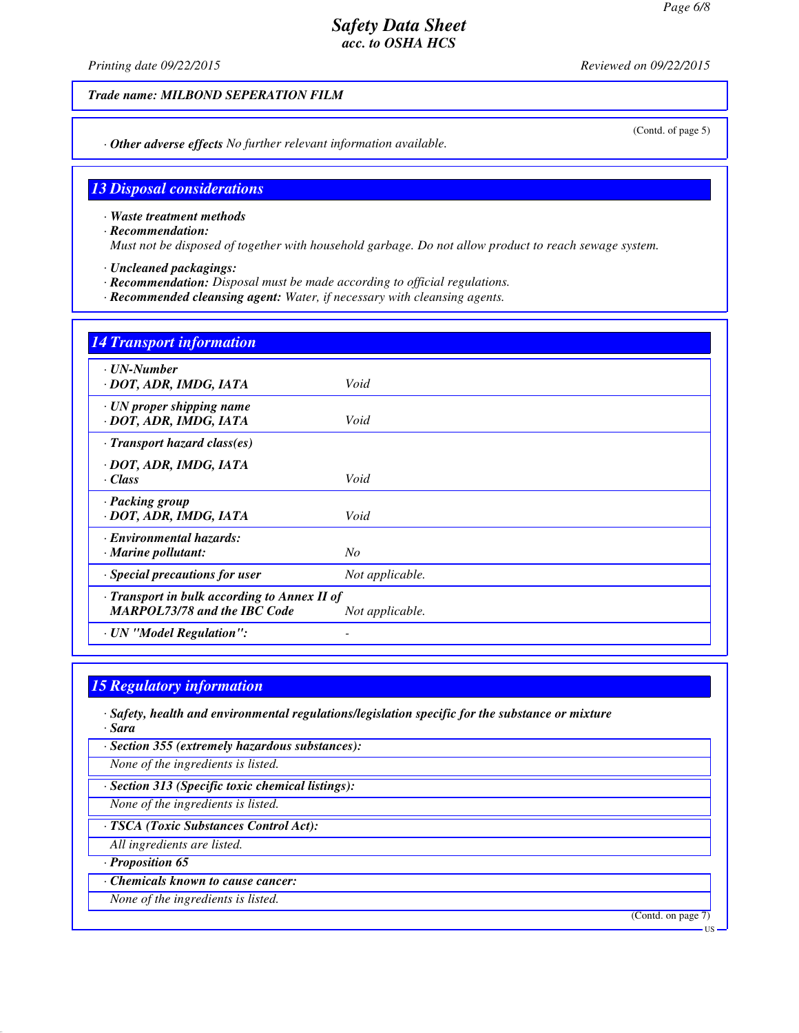Trade name: MILBOND SEPERATION FILM

(Contd. of page 5)

· **Other adverse effects** No further relevant information available.

## 13 Disposal considerations

· **Waste treatment methods**
· **Recommendation:**
Must not be disposed of together with household garbage. Do not allow product to reach sewage system.

· **Uncleaned packagings:**
· **Recommendation:** Disposal must be made according to official regulations.
· **Recommended cleansing agent:** Water, if necessary with cleansing agents.

## 14 Transport information

| | |
|---|---|
| · **UN-Number**<br>· **DOT, ADR, IMDG, IATA** | Void |
| · **UN proper shipping name**<br>· **DOT, ADR, IMDG, IATA** | Void |
| · **Transport hazard class(es)**<br>· **DOT, ADR, IMDG, IATA**<br>· **Class** | Void |
| · **Packing group**<br>· **DOT, ADR, IMDG, IATA** | Void |
| · **Environmental hazards:**<br>· **Marine pollutant:** | No |
| · **Special precautions for user** | Not applicable. |
| · **Transport in bulk according to Annex II of MARPOL73/78 and the IBC Code** | Not applicable. |
| · **UN "Model Regulation":** | - |

## 15 Regulatory information

· **Safety, health and environmental regulations/legislation specific for the substance or mixture**
· **Sara**

· **Section 355 (extremely hazardous substances):**
None of the ingredients is listed.

· **Section 313 (Specific toxic chemical listings):**
None of the ingredients is listed.

· **TSCA (Toxic Substances Control Act):**
All ingredients are listed.

· **Proposition 65**

· **Chemicals known to cause cancer:**
None of the ingredients is listed.

(Contd. on page 7)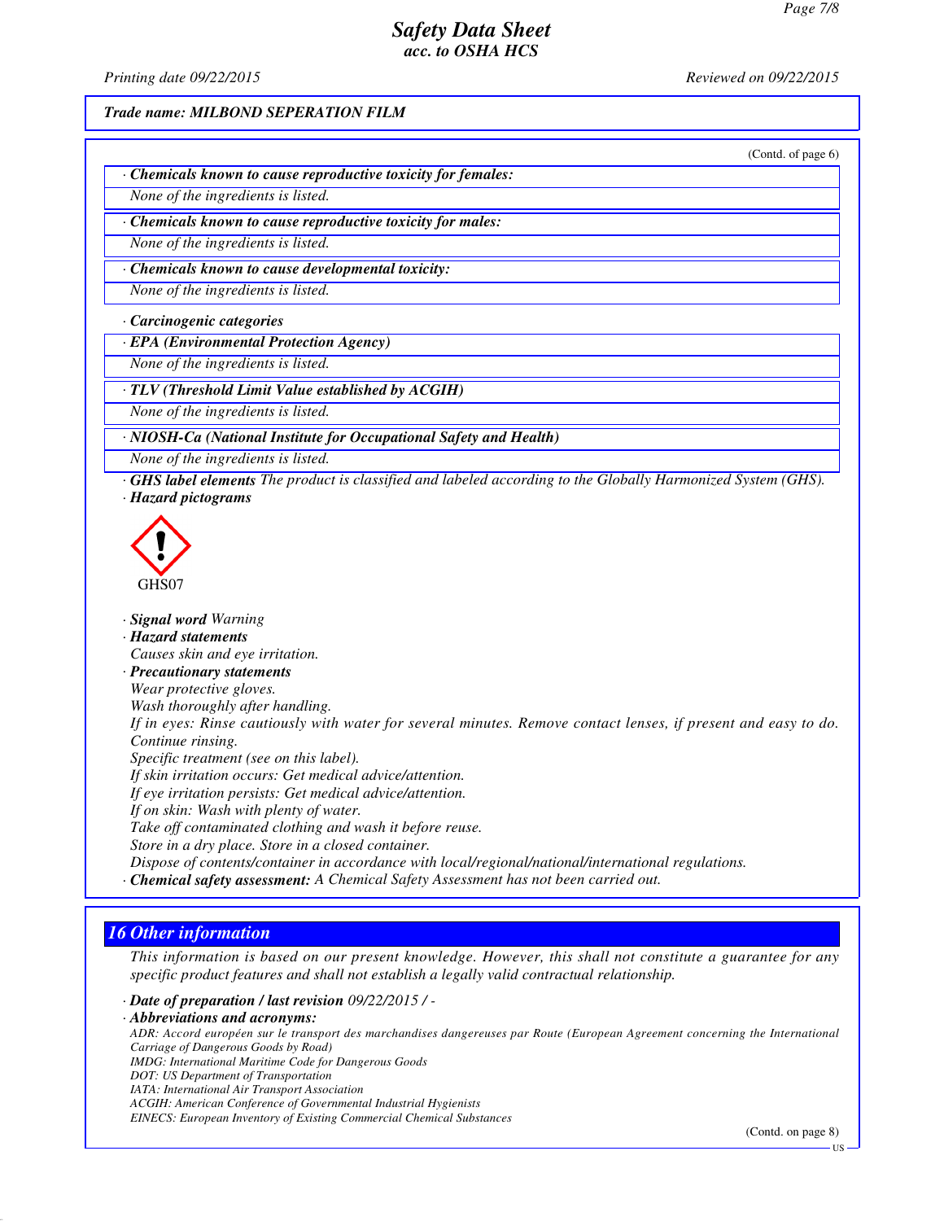**Trade name: MILBOND SEPERATION FILM**

(Contd. of page 6)

· **Chemicals known to cause reproductive toxicity for females:**

None of the ingredients is listed.

· **Chemicals known to cause reproductive toxicity for males:**

None of the ingredients is listed.

· **Chemicals known to cause developmental toxicity:**

None of the ingredients is listed.

· **Carcinogenic categories**

· **EPA (Environmental Protection Agency)**

None of the ingredients is listed.

· **TLV (Threshold Limit Value established by ACGIH)**

None of the ingredients is listed.

· **NIOSH-Ca (National Institute for Occupational Safety and Health)**

None of the ingredients is listed.

· **GHS label elements** The product is classified and labeled according to the Globally Harmonized System (GHS).

· **Hazard pictograms**

GHS07

· **Signal word** Warning

· **Hazard statements**

Causes skin and eye irritation.

· **Precautionary statements**

Wear protective gloves.
Wash thoroughly after handling.
If in eyes: Rinse cautiously with water for several minutes. Remove contact lenses, if present and easy to do. Continue rinsing.
Specific treatment (see on this label).
If skin irritation occurs: Get medical advice/attention.
If eye irritation persists: Get medical advice/attention.
If on skin: Wash with plenty of water.
Take off contaminated clothing and wash it before reuse.
Store in a dry place. Store in a closed container.
Dispose of contents/container in accordance with local/regional/national/international regulations.

· **Chemical safety assessment:** A Chemical Safety Assessment has not been carried out.

## 16 Other information

This information is based on our present knowledge. However, this shall not constitute a guarantee for any specific product features and shall not establish a legally valid contractual relationship.

· **Date of preparation / last revision** 09/22/2015 / -

· **Abbreviations and acronyms:**

ADR: Accord européen sur le transport des marchandises dangereuses par Route (European Agreement concerning the International Carriage of Dangerous Goods by Road)
IMDG: International Maritime Code for Dangerous Goods
DOT: US Department of Transportation
IATA: International Air Transport Association
ACGIH: American Conference of Governmental Industrial Hygienists
EINECS: European Inventory of Existing Commercial Chemical Substances

(Contd. on page 8)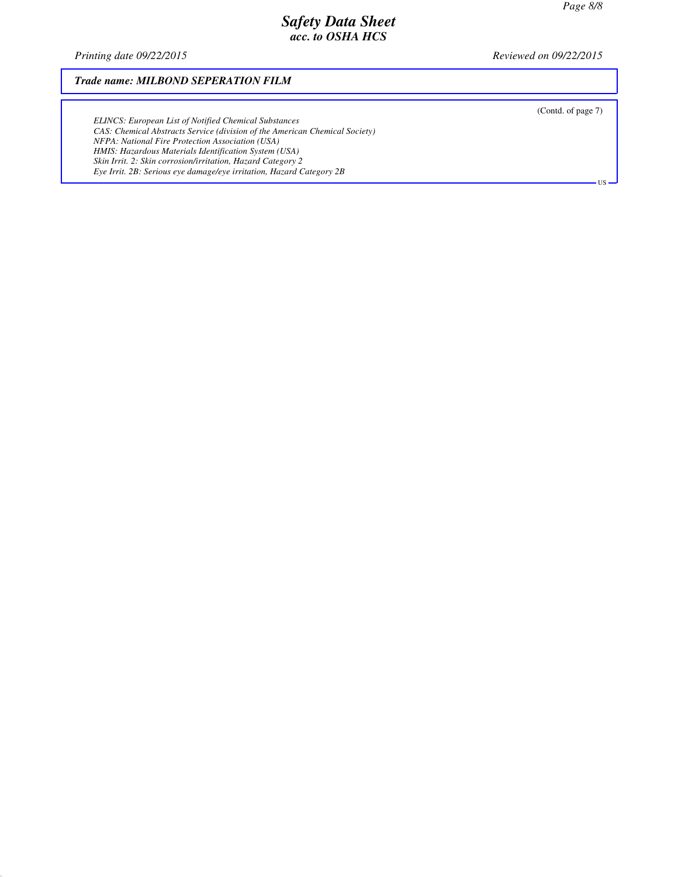*Trade name: MILBOND SEPERATION FILM*

(Contd. of page 7)

*ELINCS: European List of Notified Chemical Substances*
*CAS: Chemical Abstracts Service (division of the American Chemical Society)*
*NFPA: National Fire Protection Association (USA)*
*HMIS: Hazardous Materials Identification System (USA)*
*Skin Irrit. 2: Skin corrosion/irritation, Hazard Category 2*
*Eye Irrit. 2B: Serious eye damage/eye irritation, Hazard Category 2B*

US